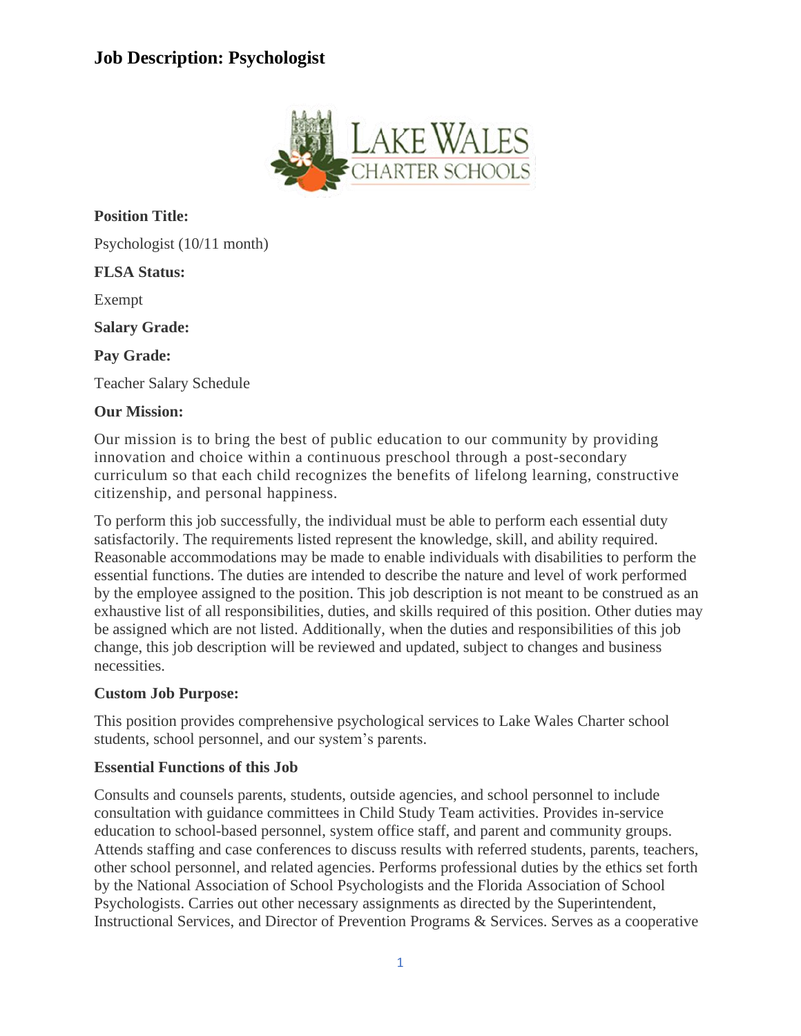# Job Description: Psychologist

**Position Title:**

Psychologist (10/11 month)

**FLSA Status:**

Exempt

**Salary Grade:**

**Pay Grade:**

Teacher Salary Schedule

**Our Mission:**

Our mission is to bring the best of public education to our community by providing innovation and choice within a continuous preschool through a post-secondary curriculum so that each child recognizes the benefits of lifelong learning, constructive citizenship, and personal happiness.

To perform this job successfully, the individual must be able to perform each essential duty satisfactorily. The requirements listed represent the knowledge, skill, and ability required. Reasonable accommodations may be made to enable individuals with disabilities to perform the essential functions. The duties are intended to describe the nature and level of work performed by the employee assigned to the position. This job description is not meant to be construed as an exhaustive list of all responsibilities, duties, and skills required of this position. Other duties may be assigned which are not listed. Additionally, when the duties and responsibilities of this job change, this job description will be reviewed and updated, subject to changes and business necessities.

**Custom Job Purpose:**

This position provides comprehensive psychological services to Lake Wales Charter school students, school personnel, and our system's parents.

**Essential Functions of this Job**

Consults and counsels parents, students, outside agencies, and school personnel to include consultation with guidance committees in Child Study Team activities. Provides in-service education to school-based personnel, system office staff, and parent and community groups. Attends staffing and case conferences to discuss results with referred students, parents, teachers, other school personnel, and related agencies. Performs professional duties by the ethics set forth by the National Association of School Psychologists and the Florida Association of School Psychologists. Carries out other necessary assignments as directed by the Superintendent, Instructional Services, and Director of Prevention Programs & Services. Serves as a cooperative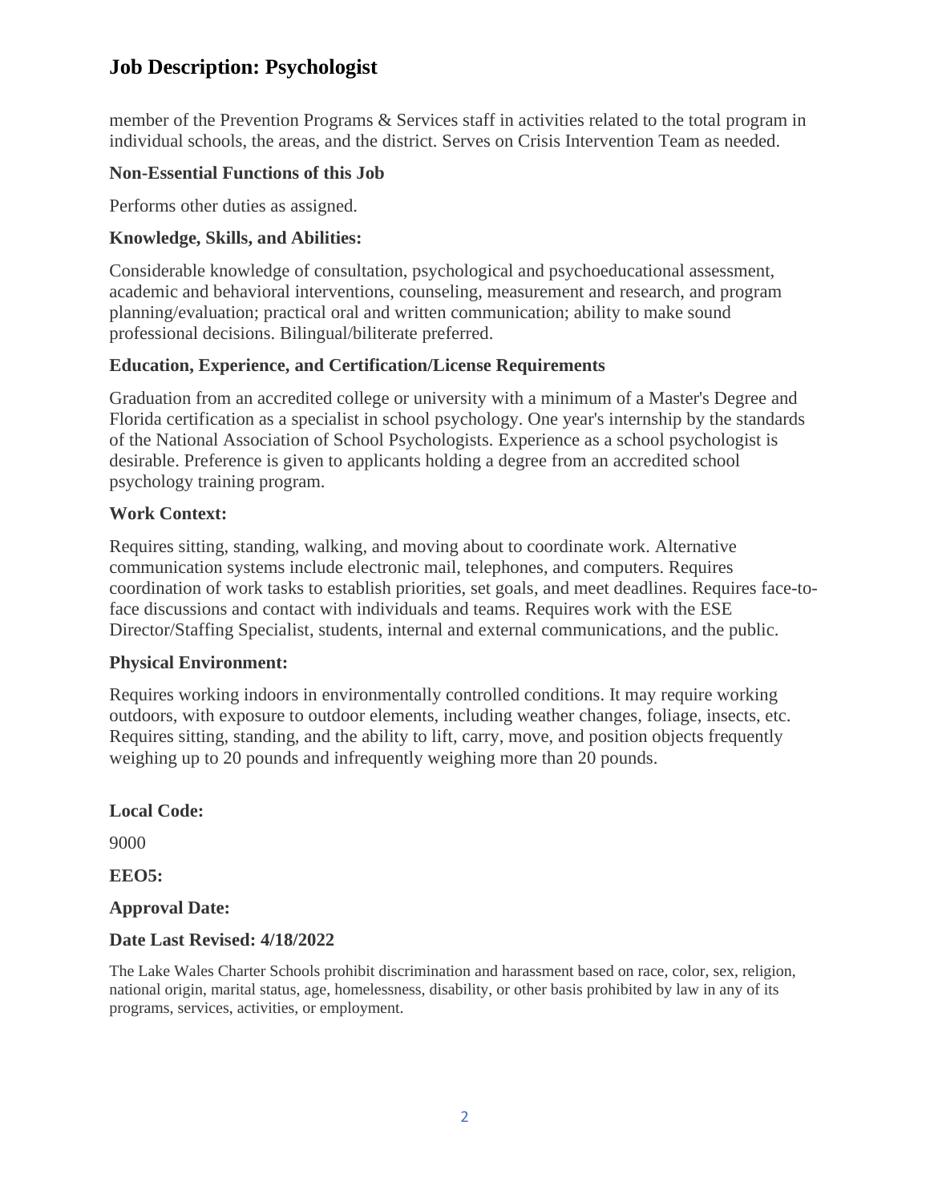member of the Prevention Programs & Services staff in activities related to the total program in individual schools, the areas, and the district. Serves on Crisis Intervention Team as needed.

**Non-Essential Functions of this Job**

Performs other duties as assigned.

**Knowledge, Skills, and Abilities:**

Considerable knowledge of consultation, psychological and psychoeducational assessment, academic and behavioral interventions, counseling, measurement and research, and program planning/evaluation; practical oral and written communication; ability to make sound professional decisions. Bilingual/biliterate preferred.

**Education, Experience, and Certification/License Requirements**

Graduation from an accredited college or university with a minimum of a Master's Degree and Florida certification as a specialist in school psychology. One year's internship by the standards of the National Association of School Psychologists. Experience as a school psychologist is desirable. Preference is given to applicants holding a degree from an accredited school psychology training program.

**Work Context:**

Requires sitting, standing, walking, and moving about to coordinate work. Alternative communication systems include electronic mail, telephones, and computers. Requires coordination of work tasks to establish priorities, set goals, and meet deadlines. Requires face-to-face discussions and contact with individuals and teams. Requires work with the ESE Director/Staffing Specialist, students, internal and external communications, and the public.

**Physical Environment:**

Requires working indoors in environmentally controlled conditions. It may require working outdoors, with exposure to outdoor elements, including weather changes, foliage, insects, etc. Requires sitting, standing, and the ability to lift, carry, move, and position objects frequently weighing up to 20 pounds and infrequently weighing more than 20 pounds.

**Local Code:**

9000

**EEO5:**

**Approval Date:**

**Date Last Revised: 4/18/2022**

The Lake Wales Charter Schools prohibit discrimination and harassment based on race, color, sex, religion, national origin, marital status, age, homelessness, disability, or other basis prohibited by law in any of its programs, services, activities, or employment.